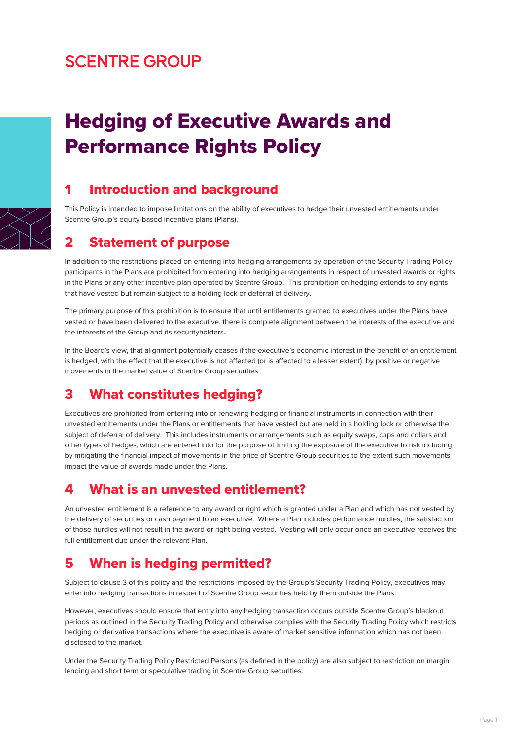SCENTRE GROUP

# Hedging of Executive Awards and Performance Rights Policy

## 1 Introduction and background

This Policy is intended to impose limitations on the ability of executives to hedge their unvested entitlements under Scentre Group's equity-based incentive plans (Plans).

## 2 Statement of purpose

In addition to the restrictions placed on entering into hedging arrangements by operation of the Security Trading Policy, participants in the Plans are prohibited from entering into hedging arrangements in respect of unvested awards or rights in the Plans or any other incentive plan operated by Scentre Group. This prohibition on hedging extends to any rights that have vested but remain subject to a holding lock or deferral of delivery.

The primary purpose of this prohibition is to ensure that until entitlements granted to executives under the Plans have vested or have been delivered to the executive, there is complete alignment between the interests of the executive and the interests of the Group and its securityholders.

In the Board's view, that alignment potentially ceases if the executive's economic interest in the benefit of an entitlement is hedged, with the effect that the executive is not affected (or is affected to a lesser extent), by positive or negative movements in the market value of Scentre Group securities.

## 3 What constitutes hedging?

Executives are prohibited from entering into or renewing hedging or financial instruments in connection with their unvested entitlements under the Plans or entitlements that have vested but are held in a holding lock or otherwise the subject of deferral of delivery. This includes instruments or arrangements such as equity swaps, caps and collars and other types of hedges, which are entered into for the purpose of limiting the exposure of the executive to risk including by mitigating the financial impact of movements in the price of Scentre Group securities to the extent such movements impact the value of awards made under the Plans.

## 4 What is an unvested entitlement?

An unvested entitlement is a reference to any award or right which is granted under a Plan and which has not vested by the delivery of securities or cash payment to an executive. Where a Plan includes performance hurdles, the satisfaction of those hurdles will not result in the award or right being vested. Vesting will only occur once an executive receives the full entitlement due under the relevant Plan.

## 5 When is hedging permitted?

Subject to clause 3 of this policy and the restrictions imposed by the Group's Security Trading Policy, executives may enter into hedging transactions in respect of Scentre Group securities held by them outside the Plans.

However, executives should ensure that entry into any hedging transaction occurs outside Scentre Group's blackout periods as outlined in the Security Trading Policy and otherwise complies with the Security Trading Policy which restricts hedging or derivative transactions where the executive is aware of market sensitive information which has not been disclosed to the market.

Under the Security Trading Policy Restricted Persons (as defined in the policy) are also subject to restriction on margin lending and short term or speculative trading in Scentre Group securities.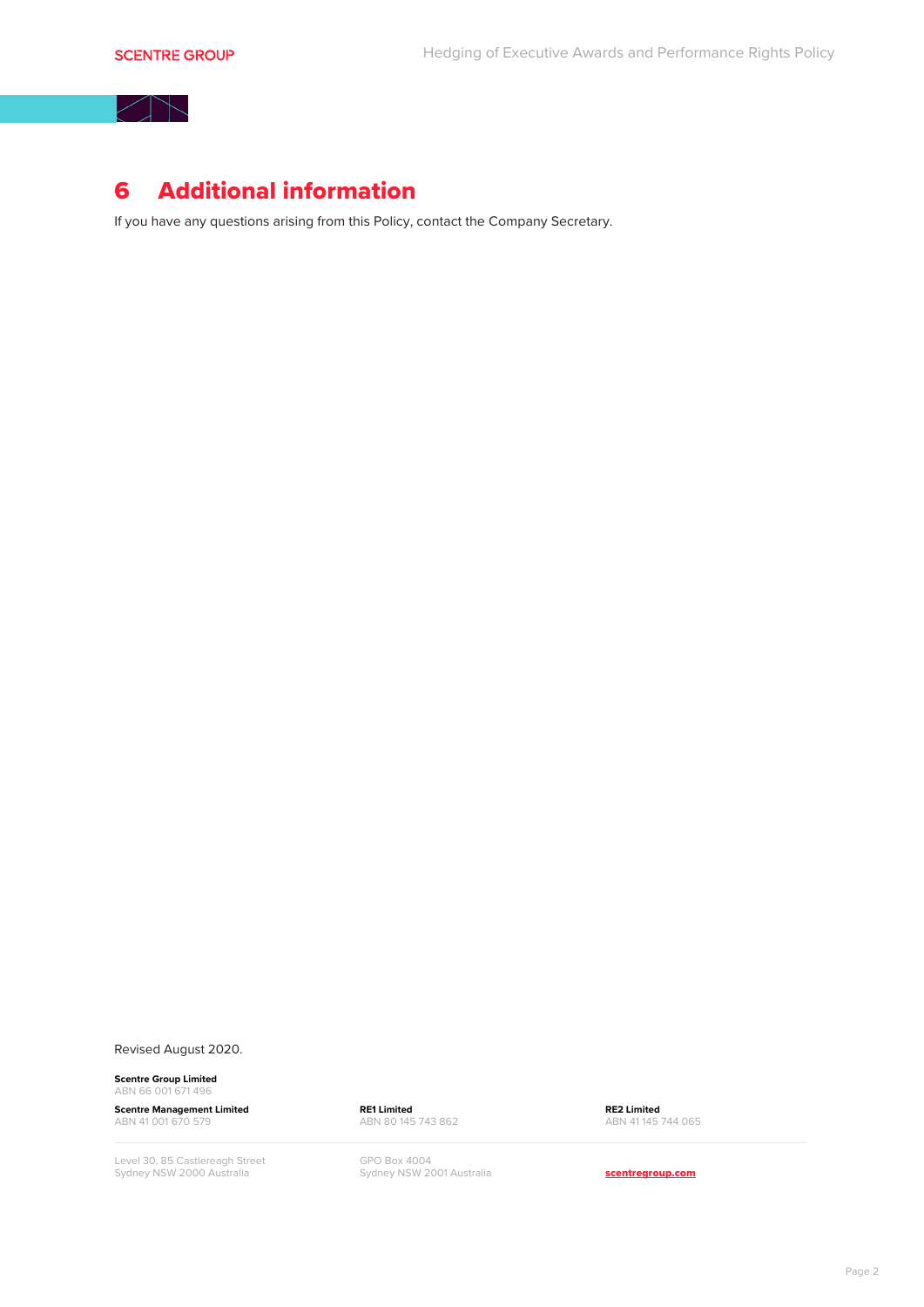## 6 Additional information

If you have any questions arising from this Policy, contact the Company Secretary.

Revised August 2020.

**Scentre Group Limited**
ABN 66 001 671 496

**Scentre Management Limited**
ABN 41 001 670 579

**RE1 Limited**
ABN 80 145 743 862

**RE2 Limited**
ABN 41 145 744 065

Level 30, 85 Castlereagh Street
Sydney NSW 2000 Australia

GPO Box 4004
Sydney NSW 2001 Australia

scentregroup.com